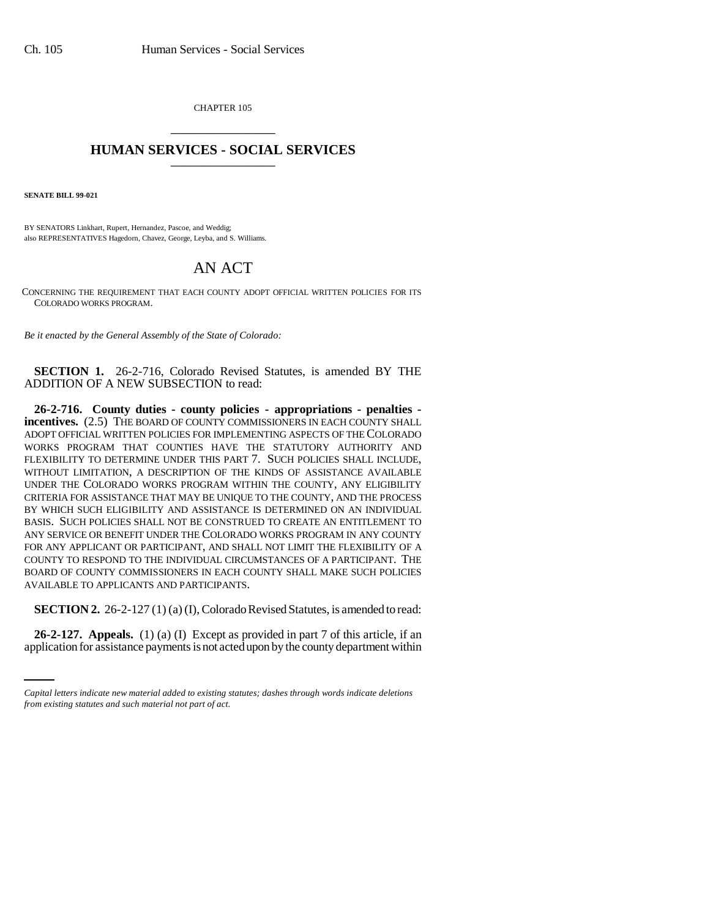CHAPTER 105

# HUMAN SERVICES - SOCIAL SERVICES

**SENATE BILL 99-021**

BY SENATORS Linkhart, Rupert, Hernandez, Pascoe, and Weddig;
also REPRESENTATIVES Hagedorn, Chavez, George, Leyba, and S. Williams.

# AN ACT

CONCERNING THE REQUIREMENT THAT EACH COUNTY ADOPT OFFICIAL WRITTEN POLICIES FOR ITS COLORADO WORKS PROGRAM.

*Be it enacted by the General Assembly of the State of Colorado:*

**SECTION 1.** 26-2-716, Colorado Revised Statutes, is amended BY THE ADDITION OF A NEW SUBSECTION to read:

**26-2-716. County duties - county policies - appropriations - penalties - incentives.** (2.5) THE BOARD OF COUNTY COMMISSIONERS IN EACH COUNTY SHALL ADOPT OFFICIAL WRITTEN POLICIES FOR IMPLEMENTING ASPECTS OF THE COLORADO WORKS PROGRAM THAT COUNTIES HAVE THE STATUTORY AUTHORITY AND FLEXIBILITY TO DETERMINE UNDER THIS PART 7. SUCH POLICIES SHALL INCLUDE, WITHOUT LIMITATION, A DESCRIPTION OF THE KINDS OF ASSISTANCE AVAILABLE UNDER THE COLORADO WORKS PROGRAM WITHIN THE COUNTY, ANY ELIGIBILITY CRITERIA FOR ASSISTANCE THAT MAY BE UNIQUE TO THE COUNTY, AND THE PROCESS BY WHICH SUCH ELIGIBILITY AND ASSISTANCE IS DETERMINED ON AN INDIVIDUAL BASIS. SUCH POLICIES SHALL NOT BE CONSTRUED TO CREATE AN ENTITLEMENT TO ANY SERVICE OR BENEFIT UNDER THE COLORADO WORKS PROGRAM IN ANY COUNTY FOR ANY APPLICANT OR PARTICIPANT, AND SHALL NOT LIMIT THE FLEXIBILITY OF A COUNTY TO RESPOND TO THE INDIVIDUAL CIRCUMSTANCES OF A PARTICIPANT. THE BOARD OF COUNTY COMMISSIONERS IN EACH COUNTY SHALL MAKE SUCH POLICIES AVAILABLE TO APPLICANTS AND PARTICIPANTS.

**SECTION 2.** 26-2-127 (1) (a) (I), Colorado Revised Statutes, is amended to read:

**26-2-127. Appeals.** (1) (a) (I) Except as provided in part 7 of this article, if an application for assistance payments is not acted upon by the county department within

*Capital letters indicate new material added to existing statutes; dashes through words indicate deletions from existing statutes and such material not part of act.*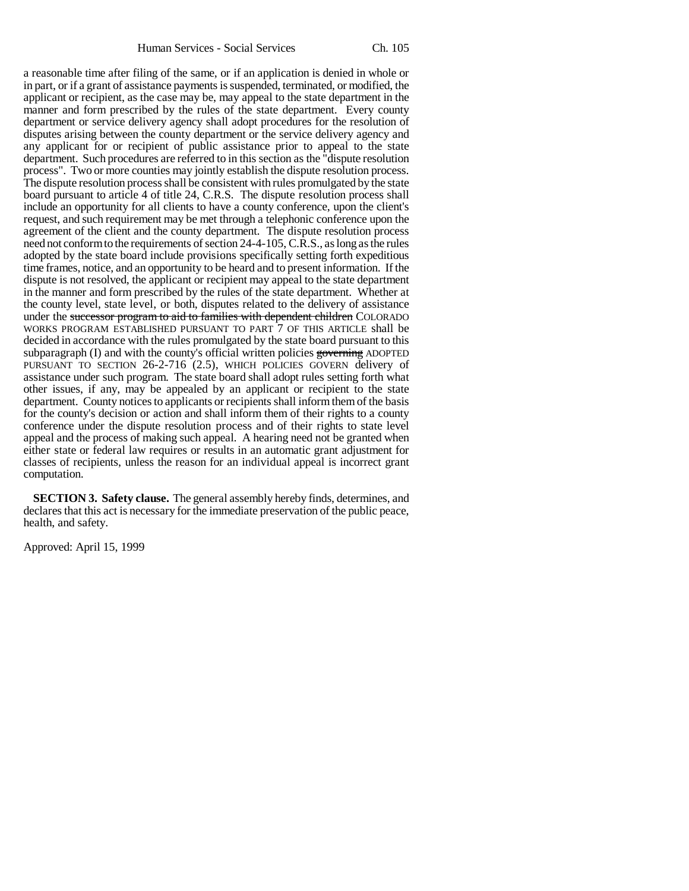a reasonable time after filing of the same, or if an application is denied in whole or in part, or if a grant of assistance payments is suspended, terminated, or modified, the applicant or recipient, as the case may be, may appeal to the state department in the manner and form prescribed by the rules of the state department. Every county department or service delivery agency shall adopt procedures for the resolution of disputes arising between the county department or the service delivery agency and any applicant for or recipient of public assistance prior to appeal to the state department. Such procedures are referred to in this section as the "dispute resolution process". Two or more counties may jointly establish the dispute resolution process. The dispute resolution process shall be consistent with rules promulgated by the state board pursuant to article 4 of title 24, C.R.S. The dispute resolution process shall include an opportunity for all clients to have a county conference, upon the client's request, and such requirement may be met through a telephonic conference upon the agreement of the client and the county department. The dispute resolution process need not conform to the requirements of section 24-4-105, C.R.S., as long as the rules adopted by the state board include provisions specifically setting forth expeditious time frames, notice, and an opportunity to be heard and to present information. If the dispute is not resolved, the applicant or recipient may appeal to the state department in the manner and form prescribed by the rules of the state department. Whether at the county level, state level, or both, disputes related to the delivery of assistance under the ~~successor program to aid to families with dependent children~~ COLORADO WORKS PROGRAM ESTABLISHED PURSUANT TO PART 7 OF THIS ARTICLE shall be decided in accordance with the rules promulgated by the state board pursuant to this subparagraph (I) and with the county's official written policies ~~governing~~ ADOPTED PURSUANT TO SECTION 26-2-716 (2.5), WHICH POLICIES GOVERN delivery of assistance under such program. The state board shall adopt rules setting forth what other issues, if any, may be appealed by an applicant or recipient to the state department. County notices to applicants or recipients shall inform them of the basis for the county's decision or action and shall inform them of their rights to a county conference under the dispute resolution process and of their rights to state level appeal and the process of making such appeal. A hearing need not be granted when either state or federal law requires or results in an automatic grant adjustment for classes of recipients, unless the reason for an individual appeal is incorrect grant computation.

**SECTION 3. Safety clause.** The general assembly hereby finds, determines, and declares that this act is necessary for the immediate preservation of the public peace, health, and safety.

Approved: April 15, 1999